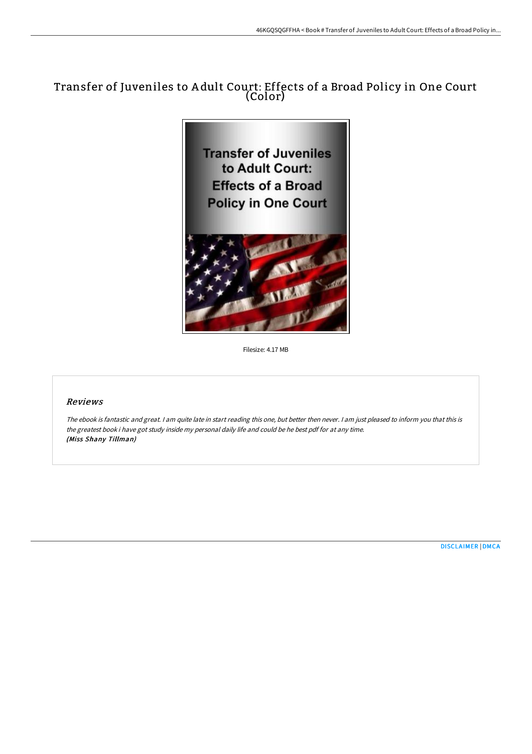# Transfer of Juveniles to Adult Court: Effects of a Broad Policy in One Court (Color)

Filesize: 4.17 MB

## *Reviews*

*The ebook is fantastic and great. I am quite late in start reading this one, but better then never. I am just pleased to inform you that this is the greatest book i have got study inside my personal daily life and could be he best pdf for at any time.*
***(Miss Shany Tillman)***

DISCLAIMER | DMCA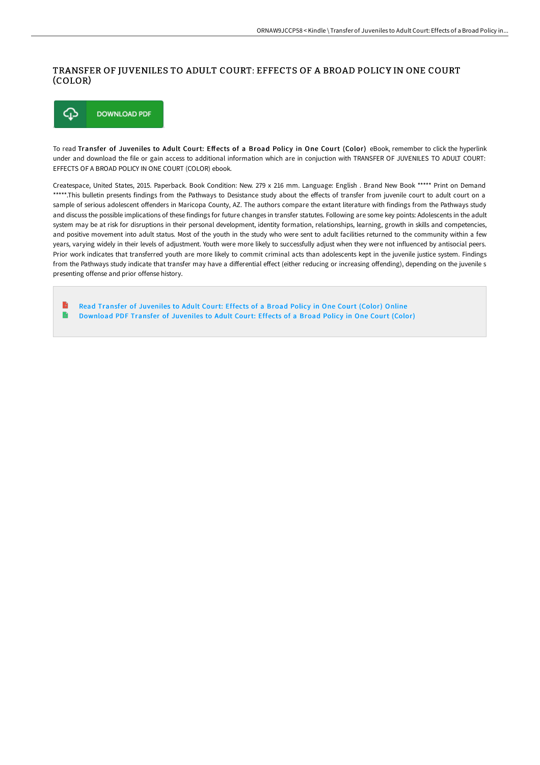# TRANSFER OF JUVENILES TO ADULT COURT: EFFECTS OF A BROAD POLICY IN ONE COURT (COLOR)

DOWNLOAD PDF

To read **Transfer of Juveniles to Adult Court: Effects of a Broad Policy in One Court (Color)** eBook, remember to click the hyperlink under and download the file or gain access to additional information which are in conjuction with TRANSFER OF JUVENILES TO ADULT COURT: EFFECTS OF A BROAD POLICY IN ONE COURT (COLOR) ebook.

Createspace, United States, 2015. Paperback. Book Condition: New. 279 x 216 mm. Language: English . Brand New Book ***** Print on Demand *****.This bulletin presents findings from the Pathways to Desistance study about the effects of transfer from juvenile court to adult court on a sample of serious adolescent offenders in Maricopa County, AZ. The authors compare the extant literature with findings from the Pathways study and discuss the possible implications of these findings for future changes in transfer statutes. Following are some key points: Adolescents in the adult system may be at risk for disruptions in their personal development, identity formation, relationships, learning, growth in skills and competencies, and positive movement into adult status. Most of the youth in the study who were sent to adult facilities returned to the community within a few years, varying widely in their levels of adjustment. Youth were more likely to successfully adjust when they were not influenced by antisocial peers. Prior work indicates that transferred youth are more likely to commit criminal acts than adolescents kept in the juvenile justice system. Findings from the Pathways study indicate that transfer may have a differential effect (either reducing or increasing offending), depending on the juvenile s presenting offense and prior offense history.

- Read Transfer of Juveniles to Adult Court: Effects of a Broad Policy in One Court (Color) Online
- Download PDF Transfer of Juveniles to Adult Court: Effects of a Broad Policy in One Court (Color)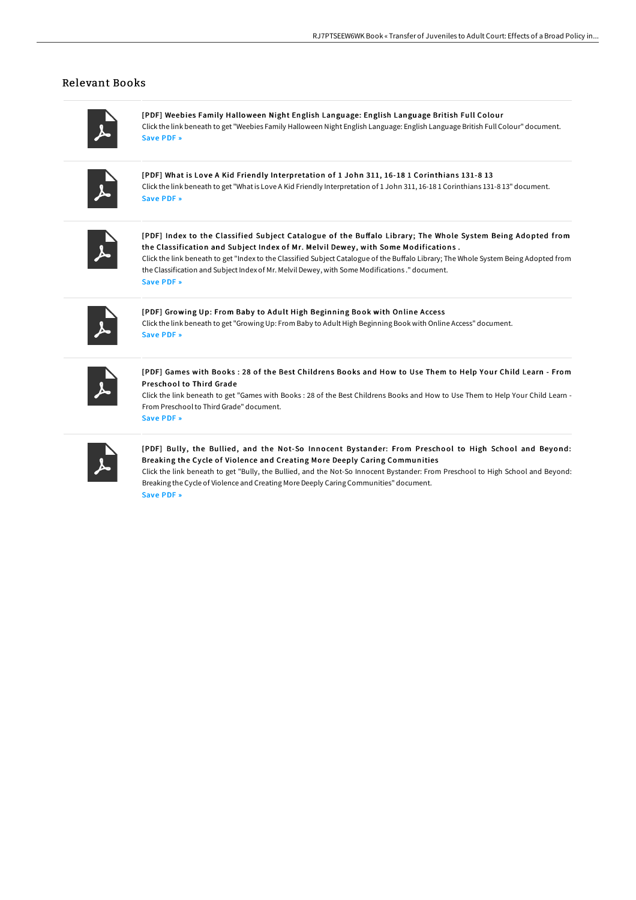## Relevant Books

[PDF] Weebies Family Halloween Night English Language: English Language British Full Colour
Click the link beneath to get "Weebies Family Halloween Night English Language: English Language British Full Colour" document.
Save PDF »

[PDF] What is Love A Kid Friendly Interpretation of 1 John 311, 16-18 1 Corinthians 131-8 13
Click the link beneath to get "What is Love A Kid Friendly Interpretation of 1 John 311, 16-18 1 Corinthians 131-8 13" document.
Save PDF »

[PDF] Index to the Classified Subject Catalogue of the Buffalo Library; The Whole System Being Adopted from the Classification and Subject Index of Mr. Melvil Dewey, with Some Modifications .
Click the link beneath to get "Index to the Classified Subject Catalogue of the Buffalo Library; The Whole System Being Adopted from the Classification and Subject Index of Mr. Melvil Dewey, with Some Modifications ." document.
Save PDF »

[PDF] Growing Up: From Baby to Adult High Beginning Book with Online Access
Click the link beneath to get "Growing Up: From Baby to Adult High Beginning Book with Online Access" document.
Save PDF »

[PDF] Games with Books : 28 of the Best Childrens Books and How to Use Them to Help Your Child Learn - From Preschool to Third Grade
Click the link beneath to get "Games with Books : 28 of the Best Childrens Books and How to Use Them to Help Your Child Learn - From Preschool to Third Grade" document.
Save PDF »

[PDF] Bully, the Bullied, and the Not-So Innocent Bystander: From Preschool to High School and Beyond: Breaking the Cycle of Violence and Creating More Deeply Caring Communities
Click the link beneath to get "Bully, the Bullied, and the Not-So Innocent Bystander: From Preschool to High School and Beyond: Breaking the Cycle of Violence and Creating More Deeply Caring Communities" document.
Save PDF »